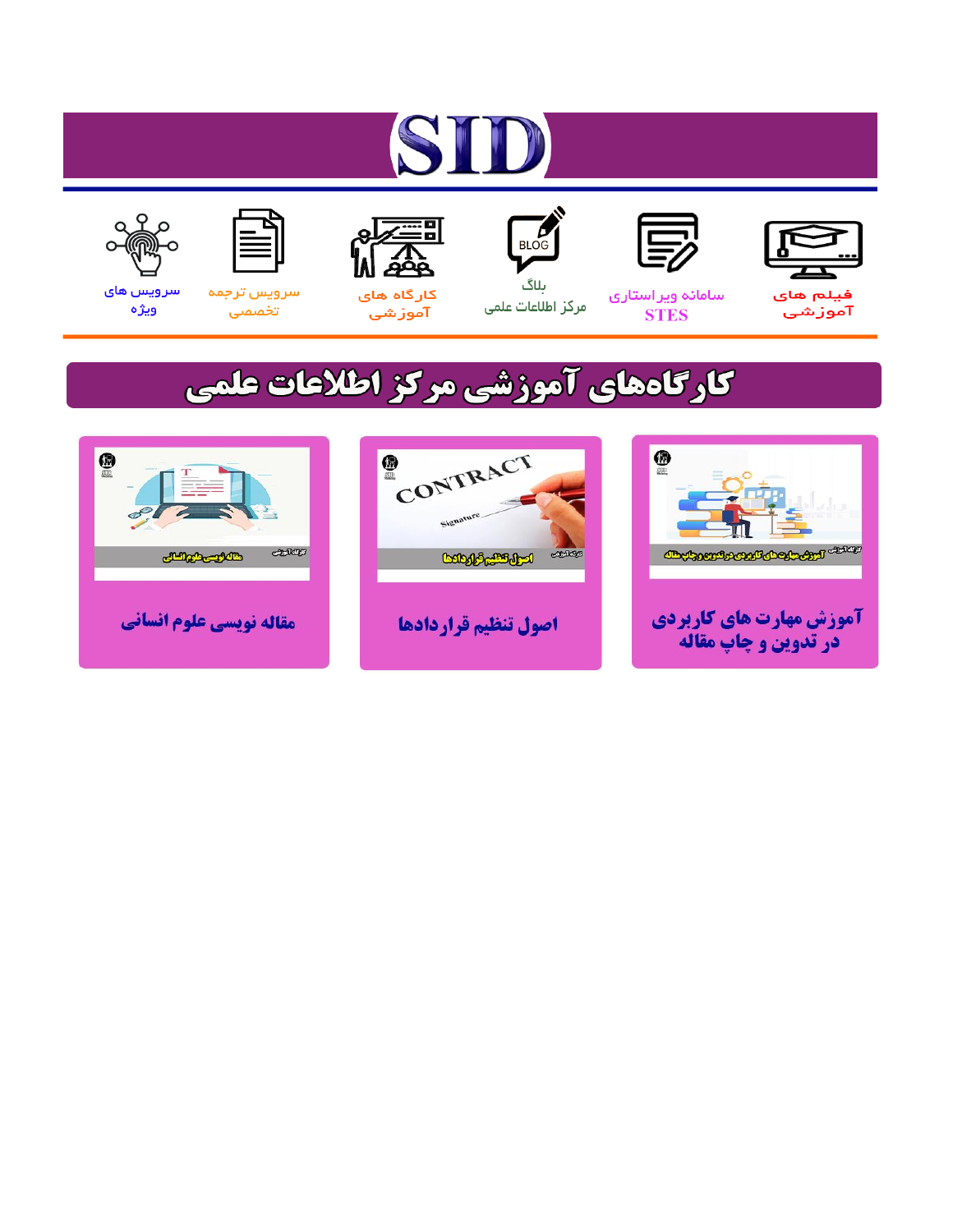# SID

فیلم های آموزشی

سامانه ویراستاری STES

بلاگ مرکز اطلاعات علمی

کارگاه های آموزشی

سرویس ترجمه تخصصی

سرویس های ویژه

## کارگاه‌های آموزشی مرکز اطلاعات علمی

آموزش مهارت های کاربردی در تدوین و چاپ مقاله

اصول تنظیم قراردادها

مقاله نویسی علوم انسانی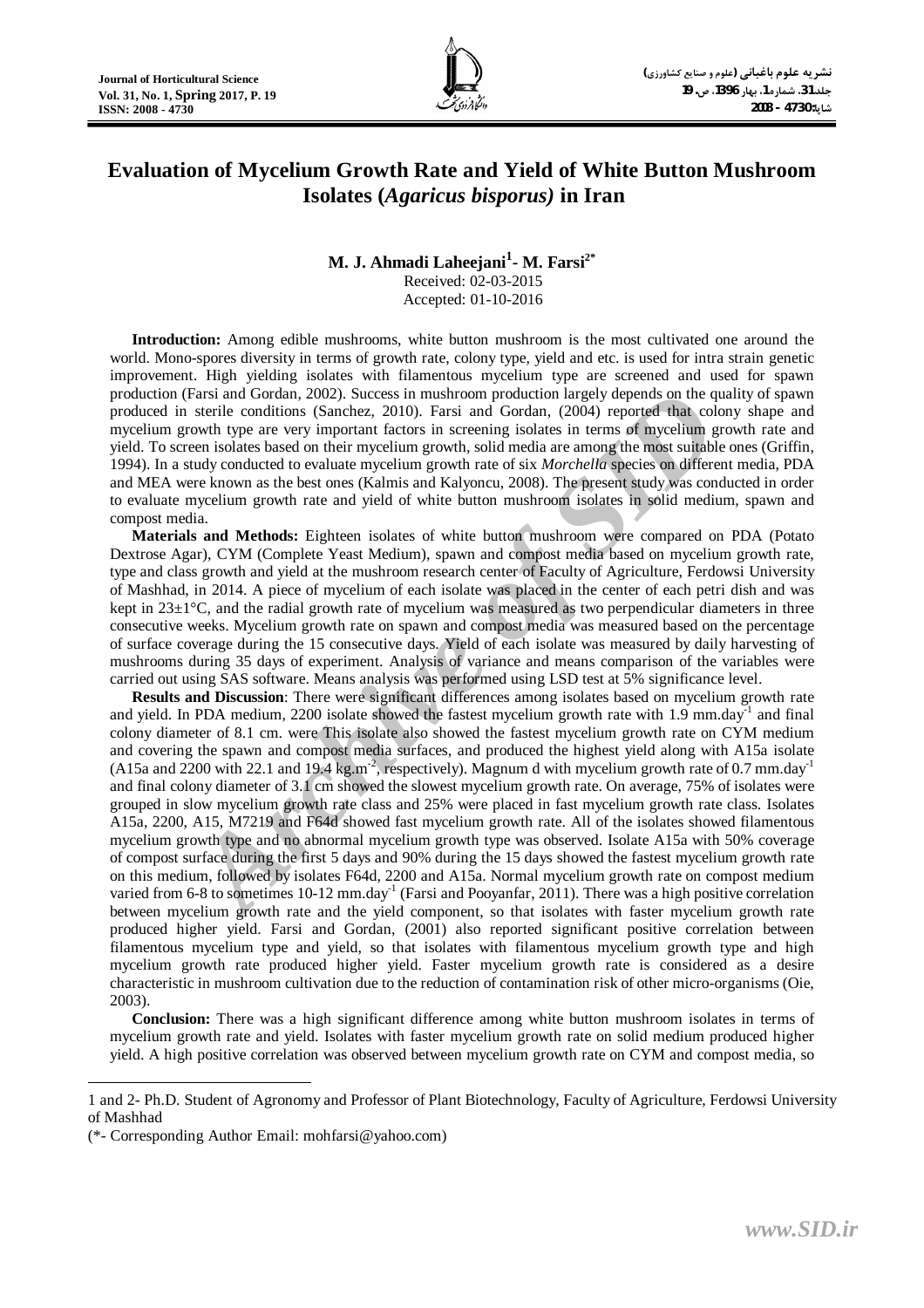# Evaluation of Mycelium Growth Rate and Yield of White Button Mushroom Isolates (*Agaricus bisporus)* in Iran

**M. J. Ahmadi Laheejani[1]- M. Farsi[2*]**

Received: 02-03-2015

Accepted: 01-10-2016

**Introduction:** Among edible mushrooms, white button mushroom is the most cultivated one around the world. Mono-spores diversity in terms of growth rate, colony type, yield and etc. is used for intra strain genetic improvement. High yielding isolates with filamentous mycelium production type are screened and used for spawn production (Farsi and Gordan, 2002). Success in mushroom production largely depends on the quality of spawn produced in sterile conditions (Sanchez, 2010). Farsi and Gordan, (2004) reported that colony shape and mycelium growth type are very important factors in screening isolates in terms of mycelium growth rate and yield. To screen isolates based on their mycelium growth, solid media are among the most suitable ones (Griffin, 1994). In a study conducted to evaluate mycelium growth rate of six *Morchella* species on different media, PDA and MEA were known as the best ones (Kalmis and Kalyoncu, 2008). The present study was conducted in order to evaluate mycelium growth rate and yield of white button mushroom isolates in solid medium, spawn and compost media.

**Materials and Methods:** Eighteen isolates of white button mushroom were compared on PDA (Potato Dextrose Agar), CYM (Complete Yeast Medium), spawn and compost media based on mycelium growth rate, type and class growth and yield at the mushroom research center of Faculty of Agriculture, Ferdowsi University of Mashhad, in 2014. A piece of mycelium of each isolate was placed in the center of each petri dish and was kept in 23±1°C, and the radial growth rate of mycelium was measured as two perpendicular diameters in three consecutive weeks. Mycelium growth rate on spawn and compost media was measured based on the percentage of surface coverage during the 15 consecutive days. Yield of each isolate was measured by daily harvesting of mushrooms during 35 days of experiment. Analysis of variance and means comparison of the variables were carried out using SAS software. Means analysis was performed using LSD test at 5% significance level.

**Results and Discussion**: There were significant differences among isolates based on mycelium growth rate and yield. In PDA medium, 2200 isolate showed the fastest mycelium growth rate with 1.9 $mm.day^{-1}$ and final colony diameter of 8.1 cm. were This isolate also showed the fastest mycelium growth rate on CYM medium and covering the spawn and compost media surfaces, and produced the highest yield along with A15a isolate (A15a and 2200 with 22.1 and 19.4 $kg.m^{-2}$, respectively). Magnum d with mycelium growth rate of 0.7 $mm.day^{-1}$ and final colony diameter of 3.1 cm showed the slowest mycelium growth rate. On average, 75% of isolates were grouped in slow mycelium growth rate class and 25% were placed in fast mycelium growth rate class. Isolates A15a, 2200, A15, M7219 and F64d showed fast mycelium growth rate. All of the isolates showed filamentous mycelium growth type and no abnormal mycelium growth type was observed. Isolate A15a with 50% coverage of compost surface during the first 5 days and 90% during the 15 days showed the fastest mycelium growth rate on this medium, followed by isolates F64d, 2200 and A15a. Normal mycelium growth rate on compost medium varied from 6-8 to sometimes 10-12 $mm.day^{-1}$ (Farsi and Pooyanfar, 2011). There was a high positive correlation between mycelium growth rate and the yield component, so that isolates with faster mycelium growth rate produced higher yield. Farsi and Gordan, (2001) also reported significant positive correlation between filamentous mycelium type and yield, so that isolates with filamentous mycelium growth type and high mycelium growth rate produced higher yield. Faster mycelium growth rate is considered as a desire characteristic in mushroom cultivation due to the reduction of contamination risk of other micro-organisms (Oie, 2003).

**Conclusion:** There was a high significant difference among white button mushroom isolates in terms of mycelium growth rate and yield. Isolates with faster mycelium growth rate on solid medium produced higher yield. A high positive correlation was observed between mycelium growth rate on CYM and compost media, so

---

1 and 2- Ph.D. Student of Agronomy and Professor of Plant Biotechnology, Faculty of Agriculture, Ferdowsi University of Mashhad

(*- Corresponding Author Email: mohfarsi@yahoo.com)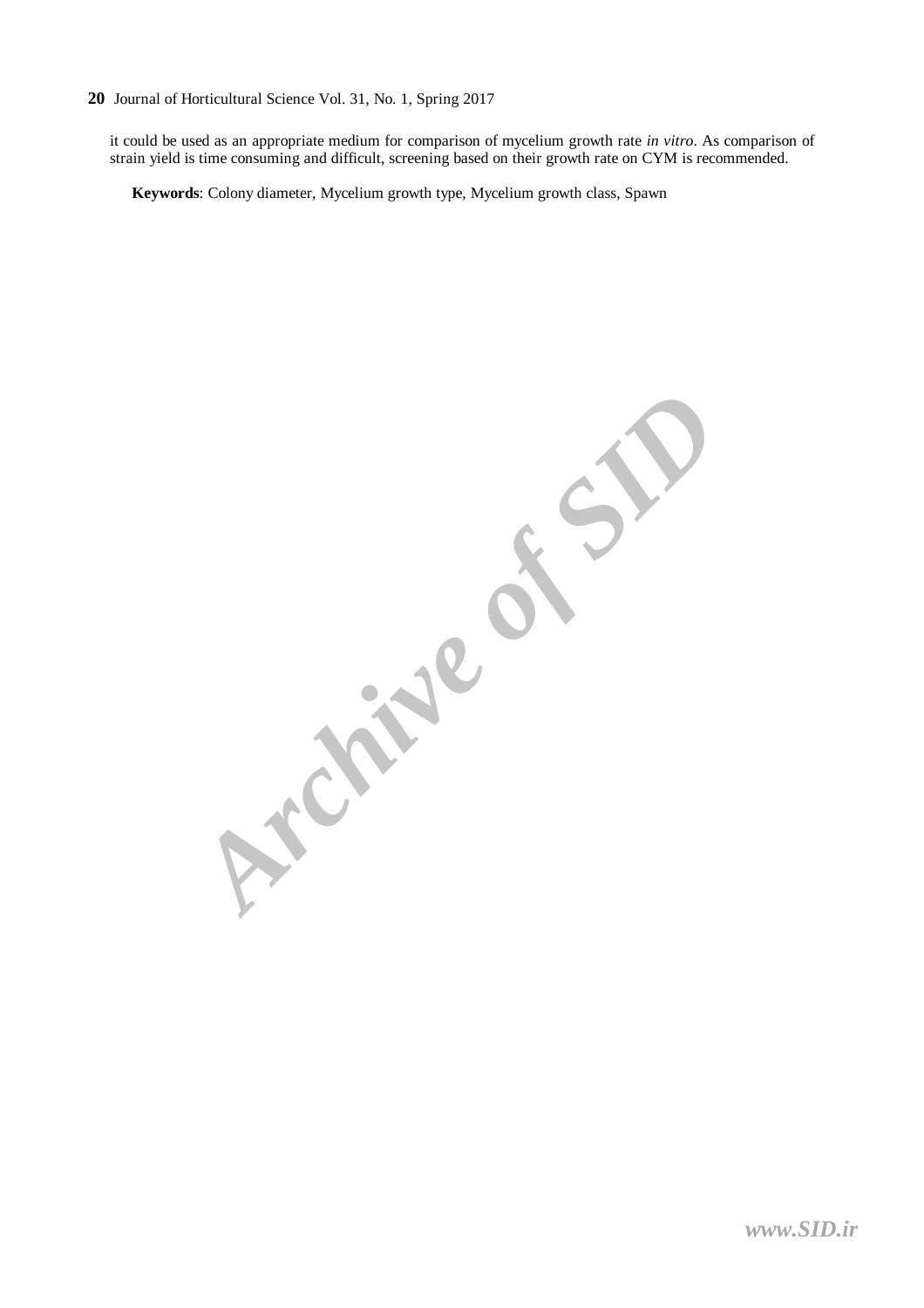it could be used as an appropriate medium for comparison of mycelium growth rate *in vitro*. As comparison of strain yield is time consuming and difficult, screening based on their growth rate on CYM is recommended.

**Keywords**: Colony diameter, Mycelium growth type, Mycelium growth class, Spawn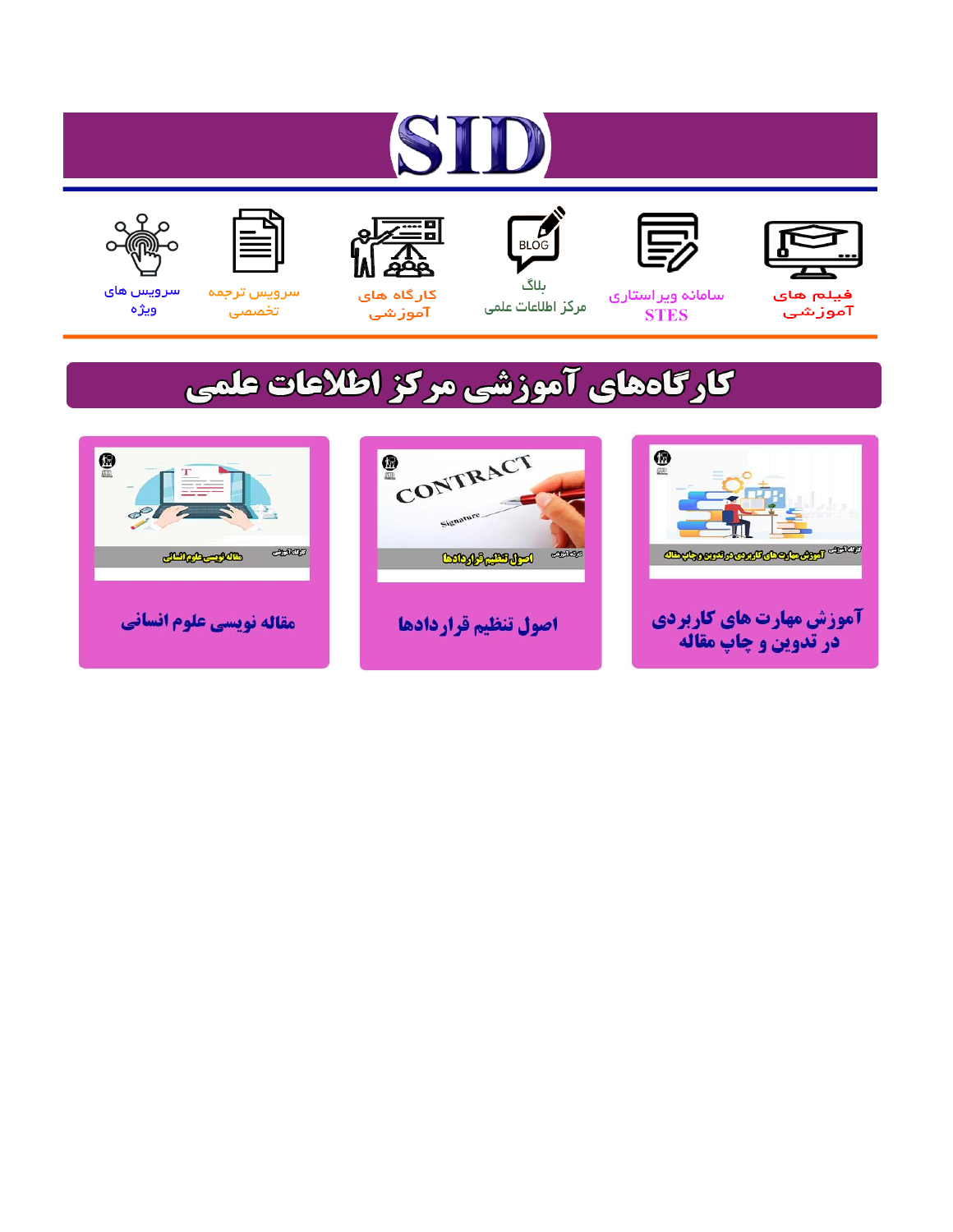# SID

فیلم های آموزشی

سامانه ویراستاری STES

بلاگ مرکز اطلاعات علمی

کارگاه های آموزشی

سرویس ترجمه تخصصی

سرویس های ویژه

## کارگاه‌های آموزشی مرکز اطلاعات علمی

آموزش مهارت های کاربردی در تدوین و چاپ مقاله

اصول تنظیم قراردادها

مقاله نویسی علوم انسانی